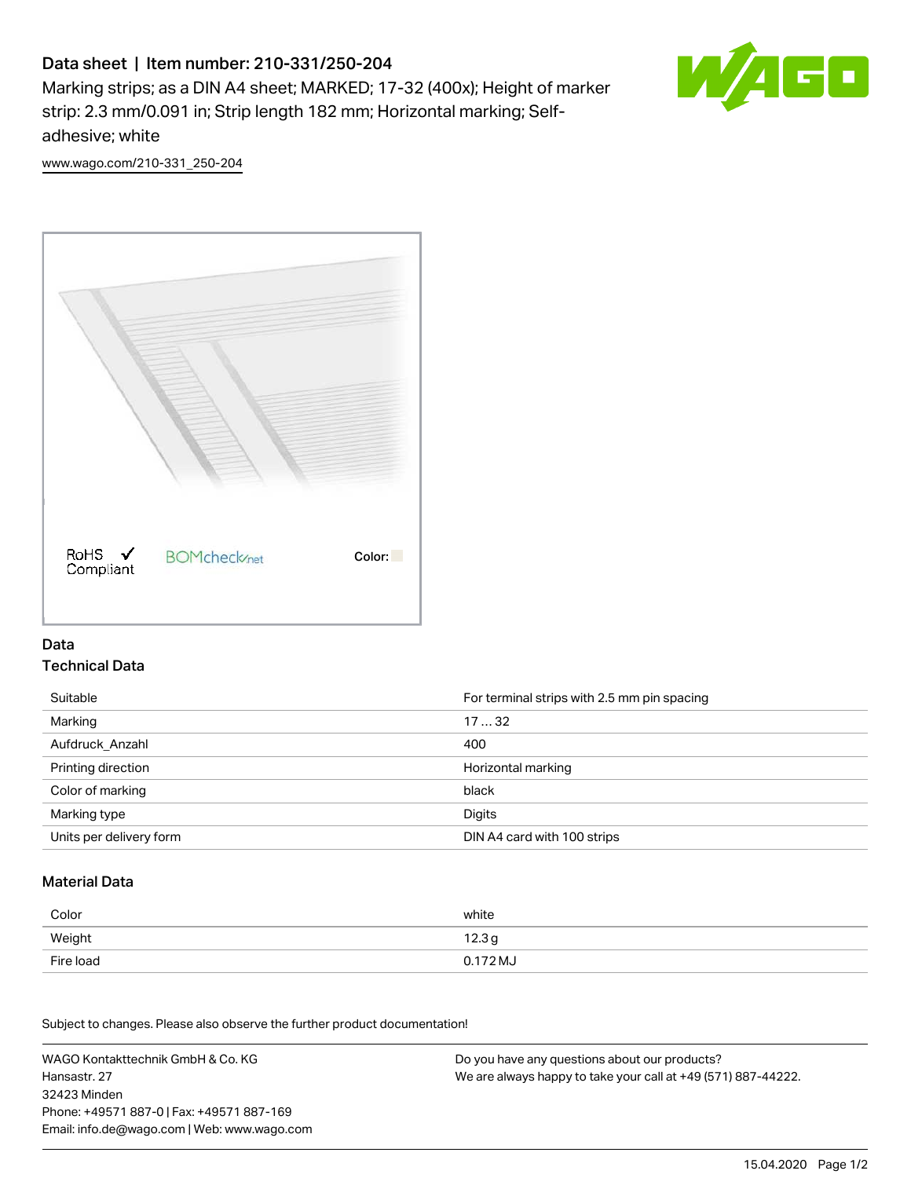# Data sheet | Item number: 210-331/250-204

Marking strips; as a DIN A4 sheet; MARKED; 17-32 (400x); Height of marker strip: 2.3 mm/0.091 in; Strip length 182 mm; Horizontal marking; Self-adhesive; white

www.wago.com/210-331_250-204

RoHS Compliant   BOMcheck.net   Color:

## Data

### Technical Data

| | |
|---|---|
| Suitable | For terminal strips with 2.5 mm pin spacing |
| Marking | 17 … 32 |
| Aufdruck_Anzahl | 400 |
| Printing direction | Horizontal marking |
| Color of marking | black |
| Marking type | Digits |
| Units per delivery form | DIN A4 card with 100 strips |

### Material Data

| | |
|---|---|
| Color | white |
| Weight | 12.3 g |
| Fire load | 0.172 MJ |

Subject to changes. Please also observe the further product documentation!

WAGO Kontakttechnik GmbH & Co. KG
Hansastr. 27
32423 Minden
Phone: +49571 887-0 | Fax: +49571 887-169
Email: info.de@wago.com | Web: www.wago.com

Do you have any questions about our products?
We are always happy to take your call at +49 (571) 887-44222.

15.04.2020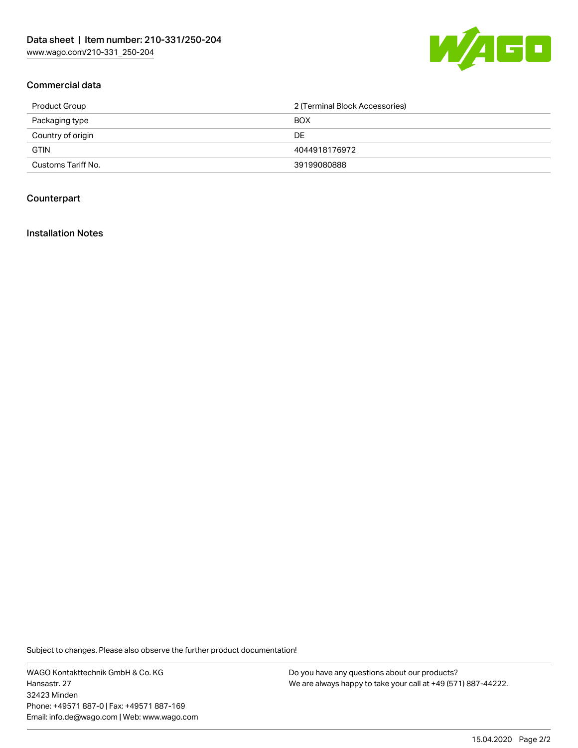## Commercial data

| | |
|---|---|
| Product Group | 2 (Terminal Block Accessories) |
| Packaging type | BOX |
| Country of origin | DE |
| GTIN | 4044918176972 |
| Customs Tariff No. | 39199080888 |

## Counterpart

## Installation Notes

Subject to changes. Please also observe the further product documentation!

WAGO Kontakttechnik GmbH & Co. KG
Hansastr. 27
32423 Minden
Phone: +49571 887-0 | Fax: +49571 887-169
Email: info.de@wago.com | Web: www.wago.com

Do you have any questions about our products?
We are always happy to take your call at +49 (571) 887-44222.

15.04.2020